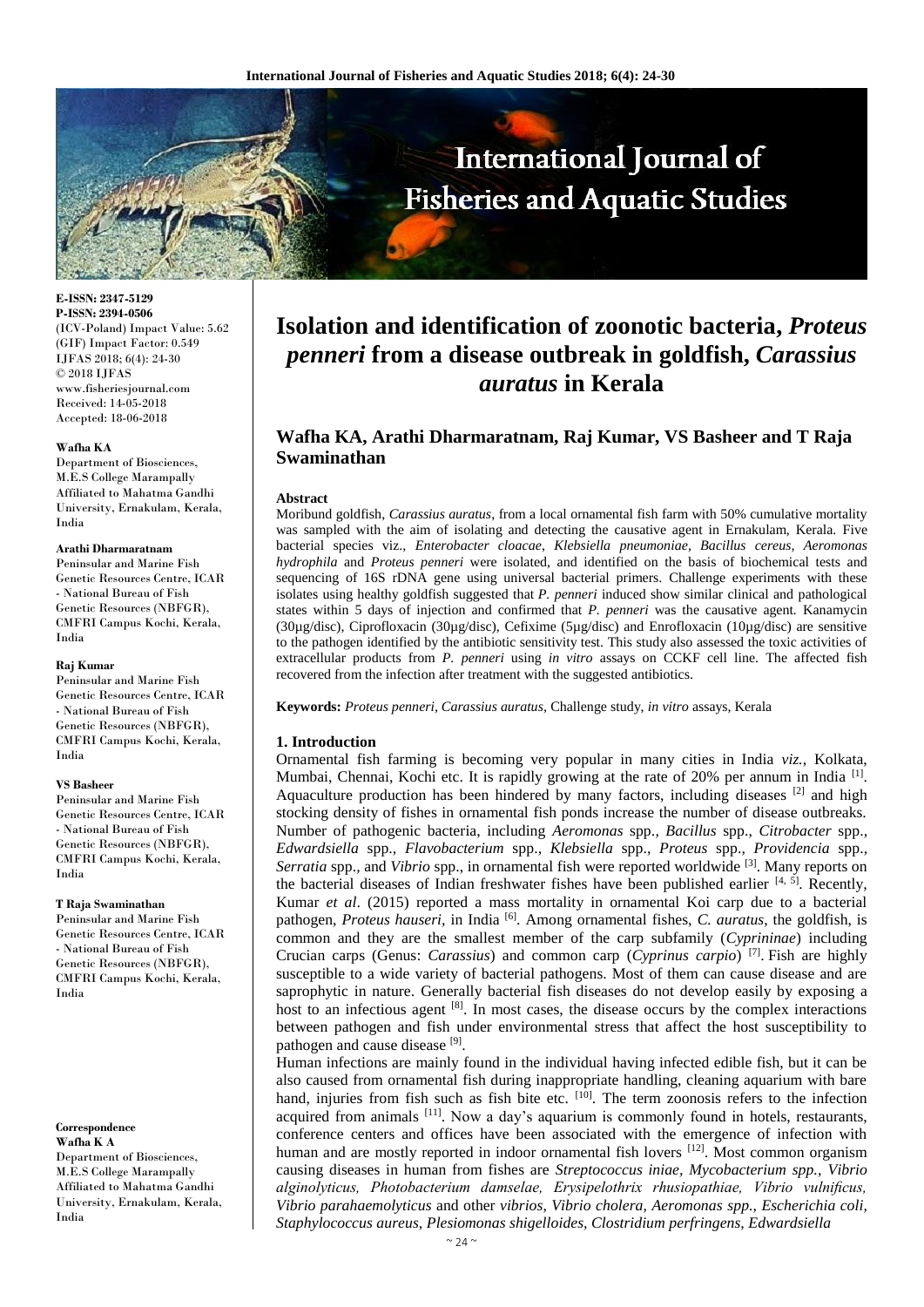# Isolation and identification of zoonotic bacteria, *Proteus penneri* from a disease outbreak in goldfish, *Carassius auratus* in Kerala

**Wafha KA, Arathi Dharmaratnam, Raj Kumar, VS Basheer and T Raja Swaminathan**

E-ISSN: 2347-5129
P-ISSN: 2394-0506
(ICV-Poland) Impact Value: 5.62
(GIF) Impact Factor: 0.549
IJFAS 2018; 6(4): 24-30
© 2018 IJFAS
www.fisheriesjournal.com
Received: 14-05-2018
Accepted: 18-06-2018

**Wafha KA**
Department of Biosciences, M.E.S College Marampally Affiliated to Mahatma Gandhi University, Ernakulam, Kerala, India

**Arathi Dharmaratnam**
Peninsular and Marine Fish Genetic Resources Centre, ICAR - National Bureau of Fish Genetic Resources (NBFGR), CMFRI Campus Kochi, Kerala, India

**Raj Kumar**
Peninsular and Marine Fish Genetic Resources Centre, ICAR - National Bureau of Fish Genetic Resources (NBFGR), CMFRI Campus Kochi, Kerala, India

**VS Basheer**
Peninsular and Marine Fish Genetic Resources Centre, ICAR - National Bureau of Fish Genetic Resources (NBFGR), CMFRI Campus Kochi, Kerala, India

**T Raja Swaminathan**
Peninsular and Marine Fish Genetic Resources Centre, ICAR - National Bureau of Fish Genetic Resources (NBFGR), CMFRI Campus Kochi, Kerala, India

**Correspondence**
**Wafha K A**
Department of Biosciences, M.E.S College Marampally Affiliated to Mahatma Gandhi University, Ernakulam, Kerala, India

### Abstract

Moribund goldfish, *Carassius auratus*, from a local ornamental fish farm with 50% cumulative mortality was sampled with the aim of isolating and detecting the causative agent in Ernakulam, Kerala. Five bacterial species viz., *Enterobacter cloacae*, *Klebsiella pneumoniae*, *Bacillus cereus*, *Aeromonas hydrophila* and *Proteus penneri* were isolated, and identified on the basis of biochemical tests and sequencing of 16S rDNA gene using universal bacterial primers. Challenge experiments with these isolates using healthy goldfish suggested that *P. penneri* induced show similar clinical and pathological states within 5 days of injection and confirmed that *P. penneri* was the causative agent. Kanamycin (30µg/disc), Ciprofloxacin (30µg/disc), Cefixime (5µg/disc) and Enrofloxacin (10µg/disc) are sensitive to the pathogen identified by the antibiotic sensitivity test. This study also assessed the toxic activities of extracellular products from *P. penneri* using *in vitro* assays on CCKF cell line. The affected fish recovered from the infection after treatment with the suggested antibiotics.

**Keywords:** *Proteus penneri*, *Carassius auratus*, Challenge study, *in vitro* assays, Kerala

## 1. Introduction

Ornamental fish farming is becoming very popular in many cities in India *viz.*, Kolkata, Mumbai, Chennai, Kochi etc. It is rapidly growing at the rate of 20% per annum in India [1]. Aquaculture production has been hindered by many factors, including diseases [2] and high stocking density of fishes in ornamental fish ponds increase the number of disease outbreaks. Number of pathogenic bacteria, including *Aeromonas* spp., *Bacillus* spp., *Citrobacter* spp., *Edwardsiella* spp., *Flavobacterium* spp., *Klebsiella* spp., *Proteus* spp., *Providencia* spp., *Serratia* spp., and *Vibrio* spp., in ornamental fish were reported worldwide [3]. Many reports on the bacterial diseases of Indian freshwater fishes have been published earlier [4, 5]. Recently, Kumar *et al*. (2015) reported a mass mortality in ornamental Koi carp due to a bacterial pathogen, *Proteus hauseri*, in India [6]. Among ornamental fishes, *C. auratus*, the goldfish, is common and they are the smallest member of the carp subfamily (*Cyprininae*) including Crucian carps (Genus: *Carassius*) and common carp (*Cyprinus carpio*) [7]. Fish are highly susceptible to a wide variety of bacterial pathogens. Most of them can cause disease and are saprophytic in nature. Generally bacterial fish diseases do not develop easily by exposing a host to an infectious agent [8]. In most cases, the disease occurs by the complex interactions between pathogen and fish under environmental stress that affect the host susceptibility to pathogen and cause disease [9].

Human infections are mainly found in the individual having infected edible fish, but it can be also caused from ornamental fish during inappropriate handling, cleaning aquarium with bare hand, injuries from fish such as fish bite etc. [10]. The term zoonosis refers to the infection acquired from animals [11]. Now a day's aquarium is commonly found in hotels, restaurants, conference centers and offices have been associated with the emergence of infection with human and are mostly reported in indoor ornamental fish lovers [12]. Most common organism causing diseases in human from fishes are *Streptococcus iniae, Mycobacterium spp., Vibrio alginolyticus, Photobacterium damselae, Erysipelothrix rhusiopathiae, Vibrio vulnificus, Vibrio parahaemolyticus* and other *vibrios, Vibrio cholera, Aeromonas spp., Escherichia coli, Staphylococcus aureus, Plesiomonas shigelloides, Clostridium perfringens, Edwardsiella*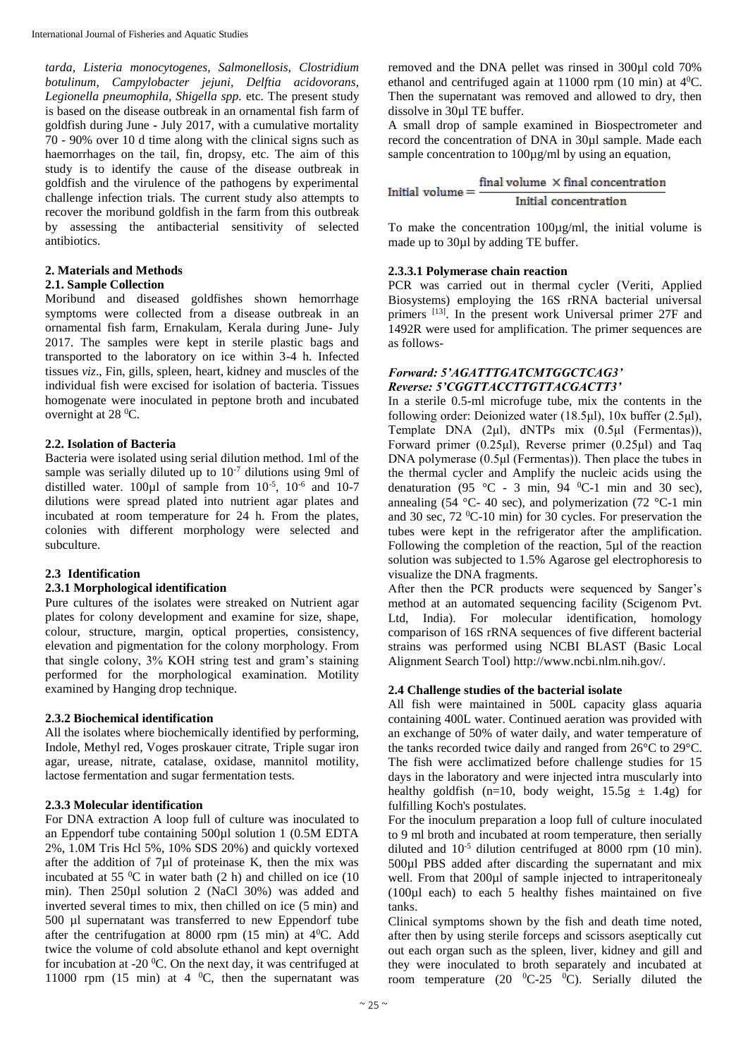*tarda, Listeria monocytogenes, Salmonellosis, Clostridium botulinum, Campylobacter jejuni, Delftia acidovorans, Legionella pneumophila, Shigella spp.* etc. The present study is based on the disease outbreak in an ornamental fish farm of goldfish during June - July 2017, with a cumulative mortality 70 - 90% over 10 d time along with the clinical signs such as haemorrhages on the tail, fin, dropsy, etc. The aim of this study is to identify the cause of the disease outbreak in goldfish and the virulence of the pathogens by experimental challenge infection trials. The current study also attempts to recover the moribund goldfish in the farm from this outbreak by assessing the antibacterial sensitivity of selected antibiotics.

## 2. Materials and Methods

### 2.1. Sample Collection

Moribund and diseased goldfishes shown hemorrhage symptoms were collected from a disease outbreak in an ornamental fish farm, Ernakulam, Kerala during June- July 2017. The samples were kept in sterile plastic bags and transported to the laboratory on ice within 3-4 h. Infected tissues *viz*., Fin, gills, spleen, heart, kidney and muscles of the individual fish were excised for isolation of bacteria. Tissues homogenate were inoculated in peptone broth and incubated overnight at 28 $^0$C.

### 2.2. Isolation of Bacteria

Bacteria were isolated using serial dilution method. 1ml of the sample was serially diluted up to $10^{-7}$ dilutions using 9ml of distilled water. 100µl of sample from $10^{-5}$, $10^{-6}$ and 10-7 dilutions were spread plated into nutrient agar plates and incubated at room temperature for 24 h. From the plates, colonies with different morphology were selected and subculture.

### 2.3 Identification

#### 2.3.1 Morphological identification

Pure cultures of the isolates were streaked on Nutrient agar plates for colony development and examine for size, shape, colour, structure, margin, optical properties, consistency, elevation and pigmentation for the colony morphology. From that single colony, 3% KOH string test and gram's staining performed for the morphological examination. Motility examined by Hanging drop technique.

#### 2.3.2 Biochemical identification

All the isolates where biochemically identified by performing, Indole, Methyl red, Voges proskauer citrate, Triple sugar iron agar, urease, nitrate, catalase, oxidase, mannitol motility, lactose fermentation and sugar fermentation tests.

#### 2.3.3 Molecular identification

For DNA extraction A loop full of culture was inoculated to an Eppendorf tube containing 500µl solution 1 (0.5M EDTA 2%, 1.0M Tris Hcl 5%, 10% SDS 20%) and quickly vortexed after the addition of 7µl of proteinase K, then the mix was incubated at 55 $^0$C in water bath (2 h) and chilled on ice (10 min). Then 250µl solution 2 (NaCl 30%) was added and inverted several times to mix, then chilled on ice (5 min) and 500 µl supernatant was transferred to new Eppendorf tube after the centrifugation at 8000 rpm (15 min) at 4$^0$C. Add twice the volume of cold absolute ethanol and kept overnight for incubation at -20 $^0$C. On the next day, it was centrifuged at 11000 rpm (15 min) at 4 $^0$C, then the supernatant was removed and the DNA pellet was rinsed in 300µl cold 70% ethanol and centrifuged again at 11000 rpm (10 min) at 4$^0$C. Then the supernatant was removed and allowed to dry, then dissolve in 30µl TE buffer.

A small drop of sample examined in Biospectrometer and record the concentration of DNA in 30µl sample. Made each sample concentration to 100µg/ml by using an equation,

$$\text{Initial volume} = \frac{\text{final volume} \times \text{final concentration}}{\text{Initial concentration}}$$

To make the concentration 100µg/ml, the initial volume is made up to 30µl by adding TE buffer.

#### 2.3.3.1 Polymerase chain reaction

PCR was carried out in thermal cycler (Veriti, Applied Biosystems) employing the 16S rRNA bacterial universal primers [13]. In the present work Universal primer 27F and 1492R were used for amplification. The primer sequences are as follows-

***Forward: 5'AGATTTGATCMTGGCTCAG3'***
***Reverse: 5'CGGTTACCTTGTTACGACTT3'***

In a sterile 0.5-ml microfuge tube, mix the contents in the following order: Deionized water (18.5µl), 10x buffer (2.5µl), Template DNA (2µl), dNTPs mix (0.5µl (Fermentas)), Forward primer (0.25µl), Reverse primer (0.25µl) and Taq DNA polymerase (0.5µl (Fermentas)). Then place the tubes in the thermal cycler and Amplify the nucleic acids using the denaturation (95 °C - 3 min, 94 $^0$C-1 min and 30 sec), annealing (54 °C- 40 sec), and polymerization (72 °C-1 min and 30 sec, 72 $^0$C-10 min) for 30 cycles. For preservation the tubes were kept in the refrigerator after the amplification. Following the completion of the reaction, 5µl of the reaction solution was subjected to 1.5% Agarose gel electrophoresis to visualize the DNA fragments.

After then the PCR products were sequenced by Sanger's method at an automated sequencing facility (Scigenom Pvt. Ltd, India). For molecular identification, homology comparison of 16S rRNA sequences of five different bacterial strains was performed using NCBI BLAST (Basic Local Alignment Search Tool) http://www.ncbi.nlm.nih.gov/.

### 2.4 Challenge studies of the bacterial isolate

All fish were maintained in 500L capacity glass aquaria containing 400L water. Continued aeration was provided with an exchange of 50% of water daily, and water temperature of the tanks recorded twice daily and ranged from 26°C to 29°C. The fish were acclimatized before challenge studies for 15 days in the laboratory and were injected intra muscularly into healthy goldfish (n=10, body weight, 15.5g ± 1.4g) for fulfilling Koch's postulates.

For the inoculum preparation a loop full of culture inoculated to 9 ml broth and incubated at room temperature, then serially diluted and $10^{-5}$ dilution centrifuged at 8000 rpm (10 min). 500µl PBS added after discarding the supernatant and mix well. From that 200µl of sample injected to intraperitonealy (100µl each) to each 5 healthy fishes maintained on five tanks.

Clinical symptoms shown by the fish and death time noted, after then by using sterile forceps and scissors aseptically cut out each organ such as the spleen, liver, kidney and gill and they were inoculated to broth separately and incubated at room temperature (20 $^0$C-25 $^0$C). Serially diluted the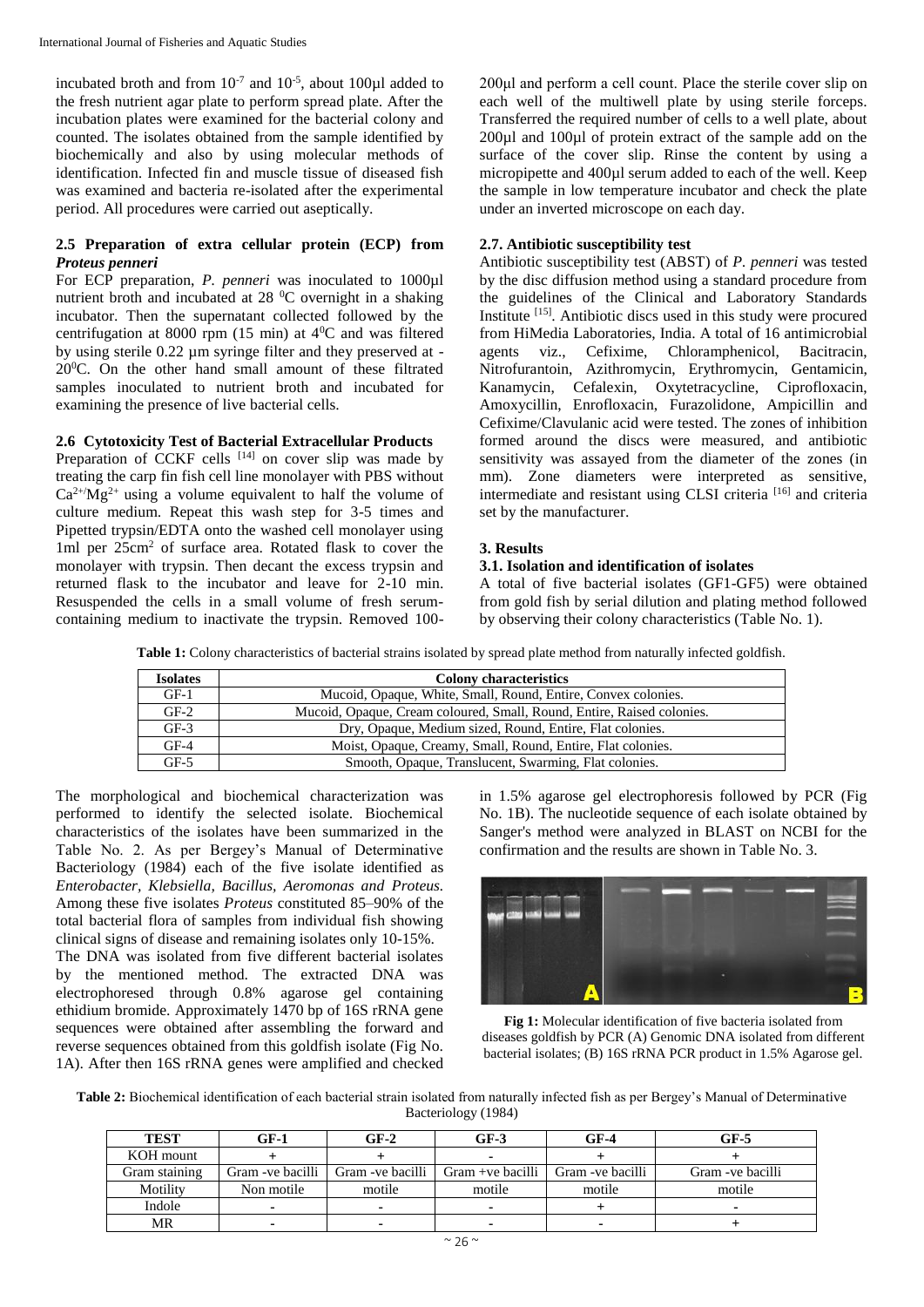incubated broth and from $10^{-7}$ and $10^{-5}$, about 100µl added to the fresh nutrient agar plate to perform spread plate. After the incubation plates were examined for the bacterial colony and counted. The isolates obtained from the sample identified by biochemically and also by using molecular methods of identification. Infected fin and muscle tissue of diseased fish was examined and bacteria re-isolated after the experimental period. All procedures were carried out aseptically.

### 2.5 Preparation of extra cellular protein (ECP) from *Proteus penneri*

For ECP preparation, *P. penneri* was inoculated to 1000µl nutrient broth and incubated at 28 $^0$C overnight in a shaking incubator. Then the supernatant collected followed by the centrifugation at 8000 rpm (15 min) at $4^0$C and was filtered by using sterile 0.22 µm syringe filter and they preserved at -$20^0$C. On the other hand small amount of these filtrated samples inoculated to nutrient broth and incubated for examining the presence of live bacterial cells.

### 2.6 Cytotoxicity Test of Bacterial Extracellular Products

Preparation of CCKF cells [14] on cover slip was made by treating the carp fin fish cell line monolayer with PBS without $Ca^{2+}/Mg^{2+}$ using a volume equivalent to half the volume of culture medium. Repeat this wash step for 3-5 times and Pipetted trypsin/EDTA onto the washed cell monolayer using 1ml per $25cm^2$ of surface area. Rotated flask to cover the monolayer with trypsin. Then decant the excess trypsin and returned flask to the incubator and leave for 2-10 min. Resuspended the cells in a small volume of fresh serum-containing medium to inactivate the trypsin. Removed 100-200µl and perform a cell count. Place the sterile cover slip on each well of the multiwell plate by using sterile forceps. Transferred the required number of cells to a well plate, about 200µl and 100µl of protein extract of the sample add on the surface of the cover slip. Rinse the content by using a micropipette and 400µl serum added to each of the well. Keep the sample in low temperature incubator and check the plate under an inverted microscope on each day.

### 2.7. Antibiotic susceptibility test

Antibiotic susceptibility test (ABST) of *P. penneri* was tested by the disc diffusion method using a standard procedure from the guidelines of the Clinical and Laboratory Standards Institute [15]. Antibiotic discs used in this study were procured from HiMedia Laboratories, India. A total of 16 antimicrobial agents viz., Cefixime, Chloramphenicol, Bacitracin, Nitrofurantoin, Azithromycin, Erythromycin, Gentamicin, Kanamycin, Cefalexin, Oxytetracycline, Ciprofloxacin, Amoxycillin, Enrofloxacin, Furazolidone, Ampicillin and Cefixime/Clavulanic acid were tested. The zones of inhibition formed around the discs were measured, and antibiotic sensitivity was assayed from the diameter of the zones (in mm). Zone diameters were interpreted as sensitive, intermediate and resistant using CLSI criteria [16] and criteria set by the manufacturer.

## 3. Results

### 3.1. Isolation and identification of isolates

A total of five bacterial isolates (GF1-GF5) were obtained from gold fish by serial dilution and plating method followed by observing their colony characteristics (Table No. 1).

**Table 1:** Colony characteristics of bacterial strains isolated by spread plate method from naturally infected goldfish.

| Isolates | Colony characteristics |
|---|---|
| GF-1 | Mucoid, Opaque, White, Small, Round, Entire, Convex colonies. |
| GF-2 | Mucoid, Opaque, Cream coloured, Small, Round, Entire, Raised colonies. |
| GF-3 | Dry, Opaque, Medium sized, Round, Entire, Flat colonies. |
| GF-4 | Moist, Opaque, Creamy, Small, Round, Entire, Flat colonies. |
| GF-5 | Smooth, Opaque, Translucent, Swarming, Flat colonies. |

The morphological and biochemical characterization was performed to identify the selected isolate. Biochemical characteristics of the isolates have been summarized in the Table No. 2. As per Bergey's Manual of Determinative Bacteriology (1984) each of the five isolate identified as *Enterobacter, Klebsiella, Bacillus, Aeromonas and Proteus.* Among these five isolates *Proteus* constituted 85–90% of the total bacterial flora of samples from individual fish showing clinical signs of disease and remaining isolates only 10-15%.

The DNA was isolated from five different bacterial isolates by the mentioned method. The extracted DNA was electrophoresed through 0.8% agarose gel containing ethidium bromide. Approximately 1470 bp of 16S rRNA gene sequences were obtained after assembling the forward and reverse sequences obtained from this goldfish isolate (Fig No. 1A). After then 16S rRNA genes were amplified and checked in 1.5% agarose gel electrophoresis followed by PCR (Fig No. 1B). The nucleotide sequence of each isolate obtained by Sanger's method were analyzed in BLAST on NCBI for the confirmation and the results are shown in Table No. 3.

**Fig 1:** Molecular identification of five bacteria isolated from diseases goldfish by PCR (A) Genomic DNA isolated from different bacterial isolates; (B) 16S rRNA PCR product in 1.5% Agarose gel.

**Table 2:** Biochemical identification of each bacterial strain isolated from naturally infected fish as per Bergey's Manual of Determinative Bacteriology (1984)

| TEST | GF-1 | GF-2 | GF-3 | GF-4 | GF-5 |
|---|---|---|---|---|---|
| KOH mount | + | + | - | + | + |
| Gram staining | Gram -ve bacilli | Gram -ve bacilli | Gram +ve bacilli | Gram -ve bacilli | Gram -ve bacilli |
| Motility | Non motile | motile | motile | motile | motile |
| Indole | - | - | - | + | - |
| MR | - | - | - | - | + |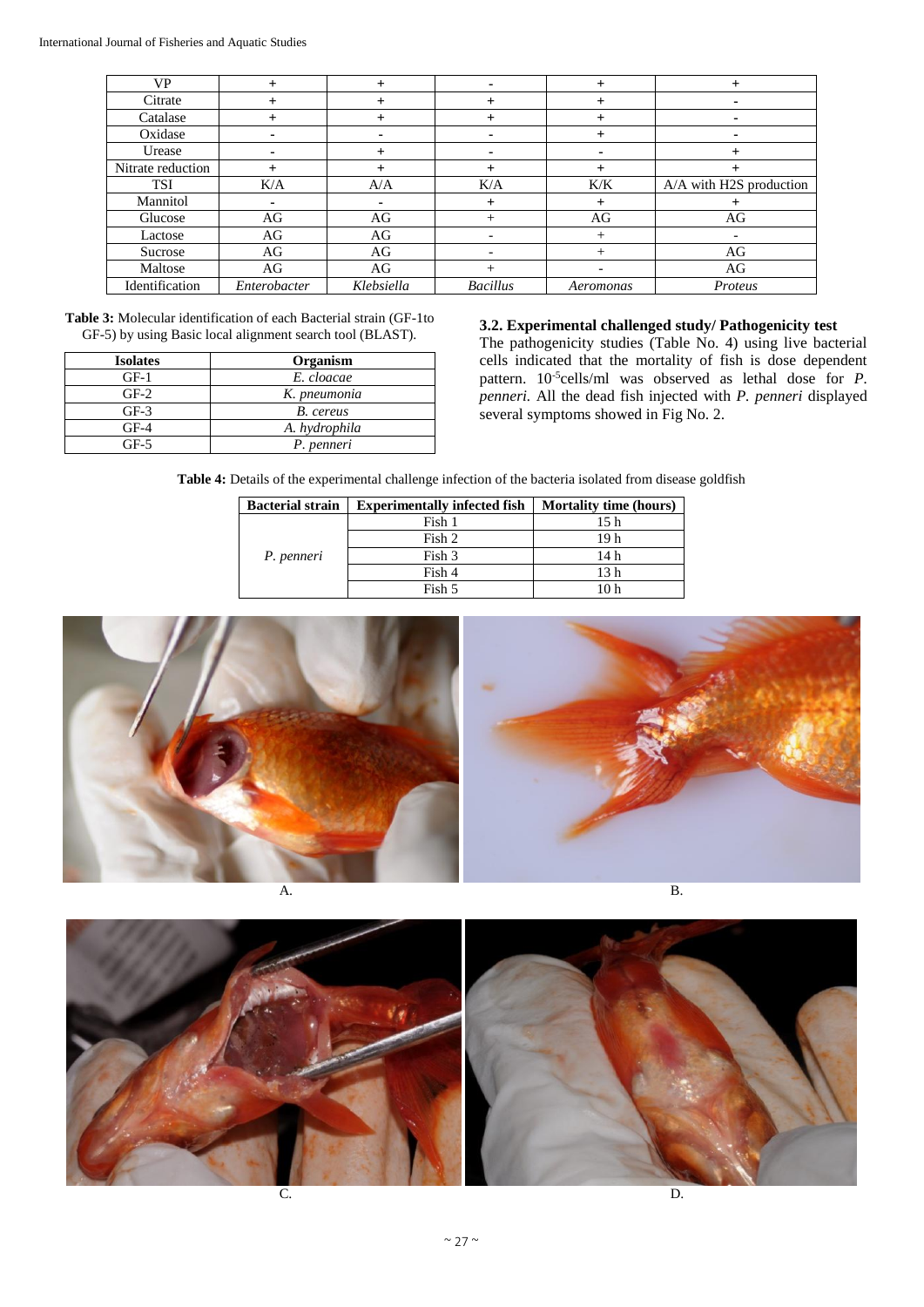| VP | + | + | - | + | + |
|---|---|---|---|---|---|
| Citrate | + | + | + | + | - |
| Catalase | + | + | + | + | - |
| Oxidase | - | - | - | + | - |
| Urease | - | + | - | - | + |
| Nitrate reduction | + | + | + | + | + |
| TSI | K/A | A/A | K/A | K/K | A/A with H2S production |
| Mannitol | - | - | + | + | + |
| Glucose | AG | AG | + | AG | AG |
| Lactose | AG | AG | - | + | - |
| Sucrose | AG | AG | - | + | AG |
| Maltose | AG | AG | + | - | AG |
| Identification | *Enterobacter* | *Klebsiella* | *Bacillus* | *Aeromonas* | *Proteus* |

**Table 3:** Molecular identification of each Bacterial strain (GF-1to GF-5) by using Basic local alignment search tool (BLAST).

| Isolates | Organism |
|---|---|
| GF-1 | *E. cloacae* |
| GF-2 | *K. pneumonia* |
| GF-3 | *B. cereus* |
| GF-4 | *A. hydrophila* |
| GF-5 | *P. penneri* |

### 3.2. Experimental challenged study/ Pathogenicity test

The pathogenicity studies (Table No. 4) using live bacterial cells indicated that the mortality of fish is dose dependent pattern. $10^{-5}$cells/ml was observed as lethal dose for *P. penneri.* All the dead fish injected with *P. penneri* displayed several symptoms showed in Fig No. 2.

**Table 4:** Details of the experimental challenge infection of the bacteria isolated from disease goldfish

| Bacterial strain | Experimentally infected fish | Mortality time (hours) |
|---|---|---|
| *P. penneri* | Fish 1 | 15 h |
| | Fish 2 | 19 h |
| | Fish 3 | 14 h |
| | Fish 4 | 13 h |
| | Fish 5 | 10 h |

A. B.

C. D.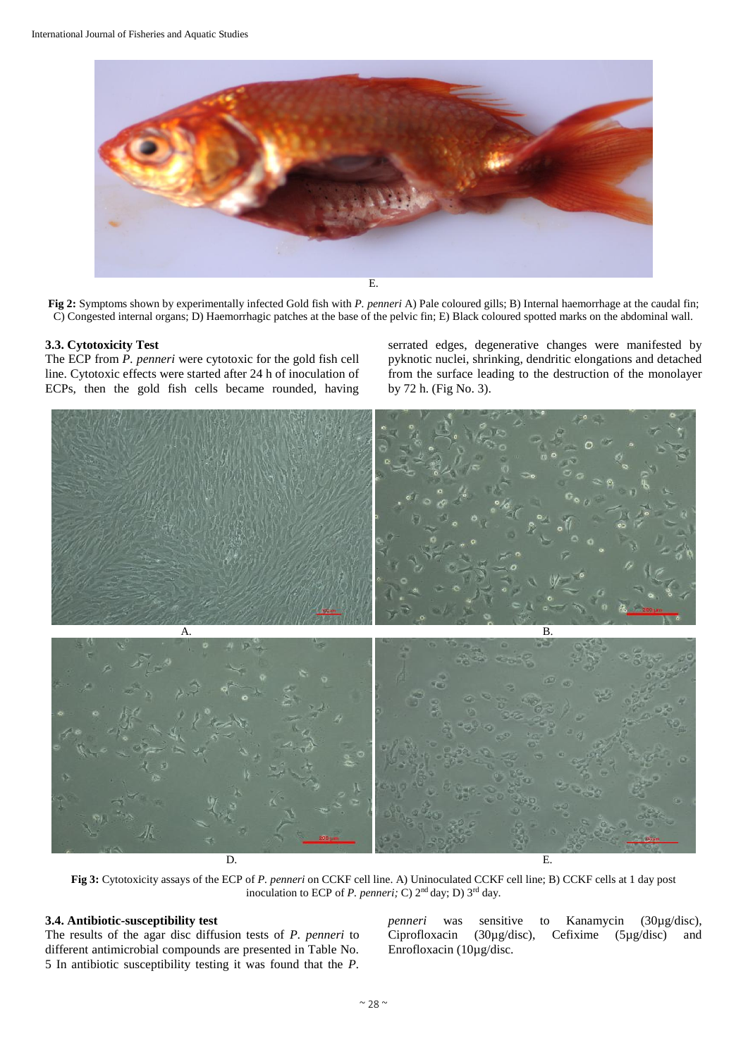E.

**Fig 2:** Symptoms shown by experimentally infected Gold fish with *P. penneri* A) Pale coloured gills; B) Internal haemorrhage at the caudal fin; C) Congested internal organs; D) Haemorrhagic patches at the base of the pelvic fin; E) Black coloured spotted marks on the abdominal wall.

### 3.3. Cytotoxicity Test

The ECP from *P. penneri* were cytotoxic for the gold fish cell line. Cytotoxic effects were started after 24 h of inoculation of ECPs, then the gold fish cells became rounded, having serrated edges, degenerative changes were manifested by pyknotic nuclei, shrinking, dendritic elongations and detached from the surface leading to the destruction of the monolayer by 72 h. (Fig No. 3).

A. B. D. E.

**Fig 3:** Cytotoxicity assays of the ECP of *P. penneri* on CCKF cell line. A) Uninoculated CCKF cell line; B) CCKF cells at 1 day post inoculation to ECP of *P. penneri;* C) 2nd day; D) 3rd day.

### 3.4. Antibiotic-susceptibility test

The results of the agar disc diffusion tests of *P. penneri* to different antimicrobial compounds are presented in Table No. 5 In antibiotic susceptibility testing it was found that the *P. penneri* was sensitive to Kanamycin (30µg/disc), Ciprofloxacin (30µg/disc), Cefixime (5µg/disc) and Enrofloxacin (10µg/disc.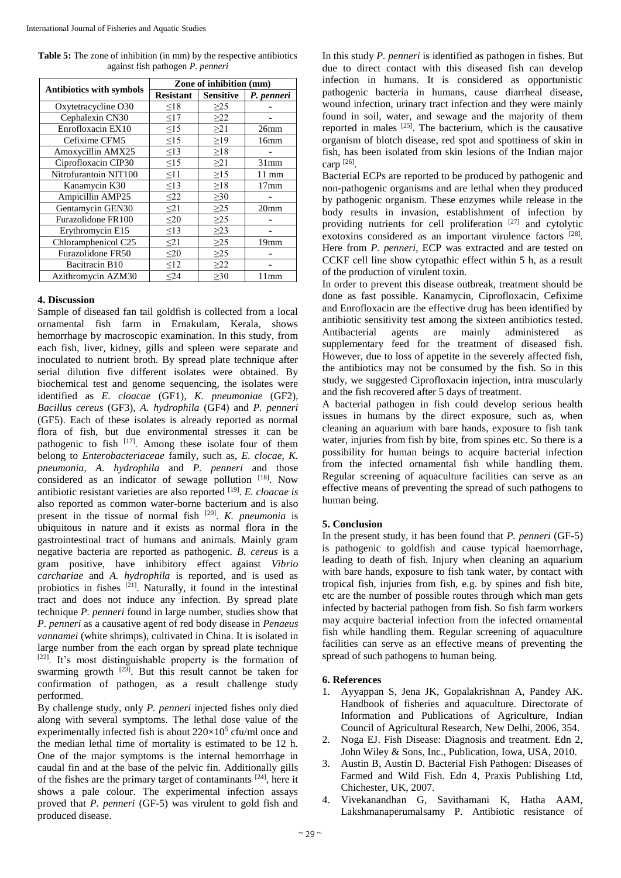**Table 5:** The zone of inhibition (in mm) by the respective antibiotics against fish pathogen *P. penneri*

| Antibiotics with symbols | Zone of inhibition (mm) | | |
|---|---|---|---|
| | Resistant | Sensitive | *P. penneri* |
| Oxytetracycline O30 | ≤18 | ≥25 | - |
| Cephalexin CN30 | ≤17 | ≥22 | - |
| Enrofloxacin EX10 | ≤15 | ≥21 | 26mm |
| Cefixime CFM5 | ≤15 | ≥19 | 16mm |
| Amoxycillin AMX25 | ≤13 | ≥18 | - |
| Ciprofloxacin CIP30 | ≤15 | ≥21 | 31mm |
| Nitrofurantoin NIT100 | ≤11 | ≥15 | 11 mm |
| Kanamycin K30 | ≤13 | ≥18 | 17mm |
| Ampicillin AMP25 | ≤22 | ≥30 | - |
| Gentamycin GEN30 | ≤21 | ≥25 | 20mm |
| Furazolidone FR100 | ≤20 | ≥25 | - |
| Erythromycin E15 | ≤13 | ≥23 | - |
| Chloramphenicol C25 | ≤21 | ≥25 | 19mm |
| Furazolidone FR50 | ≤20 | ≥25 | - |
| Bacitracin B10 | ≤12 | ≥22 | - |
| Azithromycin AZM30 | ≤24 | ≥30 | 11mm |

## 4. Discussion

Sample of diseased fan tail goldfish is collected from a local ornamental fish farm in Ernakulam, Kerala, shows hemorrhage by macroscopic examination. In this study, from each fish, liver, kidney, gills and spleen were separate and inoculated to nutrient broth. By spread plate technique after serial dilution five different isolates were obtained. By biochemical test and genome sequencing, the isolates were identified as *E. cloacae* (GF1), *K. pneumoniae* (GF2), *Bacillus cereus* (GF3), *A. hydrophila* (GF4) and *P. penneri* (GF5). Each of these isolates is already reported as normal flora of fish, but due environmental stresses it can be pathogenic to fish [17]. Among these isolate four of them belong to *Enterobacteriaceae* family, such as, *E. clocae, K. pneumonia, A. hydrophila* and *P. penneri* and those considered as an indicator of sewage pollution [18]. Now antibiotic resistant varieties are also reported [19]. *E. cloacae is* also reported as common water-borne bacterium and is also present in the tissue of normal fish [20]. *K. pneumonia* is ubiquitous in nature and it exists as normal flora in the gastrointestinal tract of humans and animals. Mainly gram negative bacteria are reported as pathogenic. *B. cereus* is a gram positive, have inhibitory effect against *Vibrio carchariae* and *A. hydrophila* is reported, and is used as probiotics in fishes [21]. Naturally, it found in the intestinal tract and does not induce any infection. By spread plate technique *P. penneri* found in large number, studies show that *P. penneri* as a causative agent of red body disease in *Penaeus vannamei* (white shrimps), cultivated in China. It is isolated in large number from the each organ by spread plate technique [22]. It's most distinguishable property is the formation of swarming growth [23]. But this result cannot be taken for confirmation of pathogen, as a result challenge study performed.

By challenge study, only *P. penneri* injected fishes only died along with several symptoms. The lethal dose value of the experimentally infected fish is about $220\times10^5$ cfu/ml once and the median lethal time of mortality is estimated to be 12 h. One of the major symptoms is the internal hemorrhage in caudal fin and at the base of the pelvic fin. Additionally gills of the fishes are the primary target of contaminants [24], here it shows a pale colour. The experimental infection assays proved that *P. penneri* (GF-5) was virulent to gold fish and produced disease.

In this study *P. penneri* is identified as pathogen in fishes. But due to direct contact with this diseased fish can develop infection in humans. It is considered as opportunistic pathogenic bacteria in humans, cause diarrheal disease, wound infection, urinary tract infection and they were mainly found in soil, water, and sewage and the majority of them reported in males [25]. The bacterium, which is the causative organism of blotch disease, red spot and spottiness of skin in fish, has been isolated from skin lesions of the Indian major carp [26].

Bacterial ECPs are reported to be produced by pathogenic and non-pathogenic organisms and are lethal when they produced by pathogenic organism. These enzymes while release in the body results in invasion, establishment of infection by providing nutrients for cell proliferation [27] and cytolytic exotoxins considered as an important virulence factors [28]. Here from *P. penneri*, ECP was extracted and are tested on CCKF cell line show cytopathic effect within 5 h, as a result of the production of virulent toxin.

In order to prevent this disease outbreak, treatment should be done as fast possible. Kanamycin, Ciprofloxacin, Cefixime and Enrofloxacin are the effective drug has been identified by antibiotic sensitivity test among the sixteen antibiotics tested. Antibacterial agents are mainly administered as supplementary feed for the treatment of diseased fish. However, due to loss of appetite in the severely affected fish, the antibiotics may not be consumed by the fish. So in this study, we suggested Ciprofloxacin injection, intra muscularly and the fish recovered after 5 days of treatment.

A bacterial pathogen in fish could develop serious health issues in humans by the direct exposure, such as, when cleaning an aquarium with bare hands, exposure to fish tank water, injuries from fish by bite, from spines etc. So there is a possibility for human beings to acquire bacterial infection from the infected ornamental fish while handling them. Regular screening of aquaculture facilities can serve as an effective means of preventing the spread of such pathogens to human being.

## 5. Conclusion

In the present study, it has been found that *P. penneri* (GF-5) is pathogenic to goldfish and cause typical haemorrhage, leading to death of fish. Injury when cleaning an aquarium with bare hands, exposure to fish tank water, by contact with tropical fish, injuries from fish, e.g. by spines and fish bite, etc are the number of possible routes through which man gets infected by bacterial pathogen from fish. So fish farm workers may acquire bacterial infection from the infected ornamental fish while handling them. Regular screening of aquaculture facilities can serve as an effective means of preventing the spread of such pathogens to human being.

## 6. References

1. Ayyappan S, Jena JK, Gopalakrishnan A, Pandey AK. Handbook of fisheries and aquaculture. Directorate of Information and Publications of Agriculture, Indian Council of Agricultural Research, New Delhi, 2006, 354.
2. Noga EJ. Fish Disease: Diagnosis and treatment. Edn 2, John Wiley & Sons, Inc., Publication, Iowa, USA, 2010.
3. Austin B, Austin D. Bacterial Fish Pathogen: Diseases of Farmed and Wild Fish. Edn 4, Praxis Publishing Ltd, Chichester, UK, 2007.
4. Vivekanandhan G, Savithamani K, Hatha AAM, Lakshmanaperumalsamy P. Antibiotic resistance of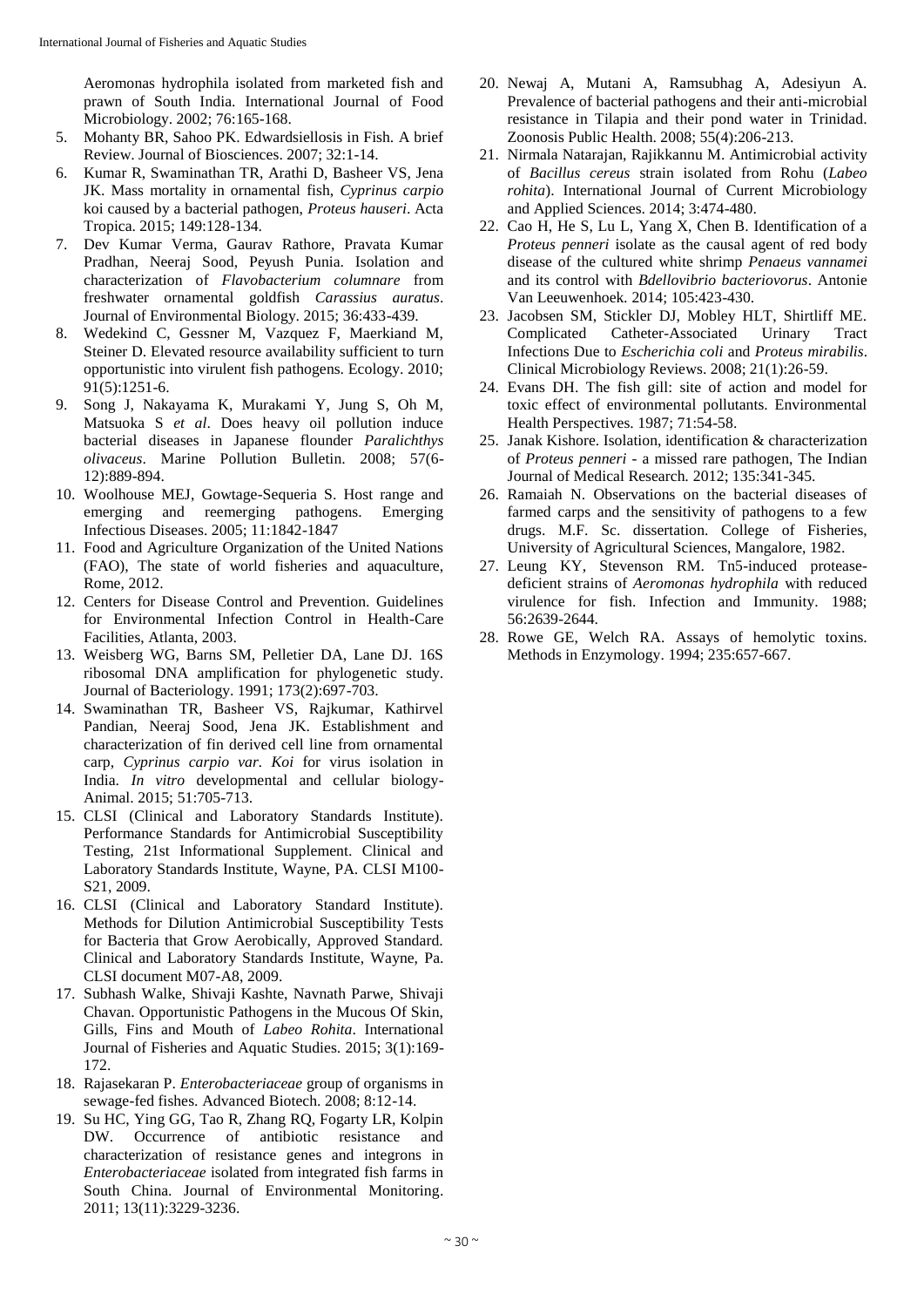Aeromonas hydrophila isolated from marketed fish and prawn of South India. International Journal of Food Microbiology. 2002; 76:165-168.

5. Mohanty BR, Sahoo PK. Edwardsiellosis in Fish. A brief Review. Journal of Biosciences. 2007; 32:1-14.
6. Kumar R, Swaminathan TR, Arathi D, Basheer VS, Jena JK. Mass mortality in ornamental fish, *Cyprinus carpio* koi caused by a bacterial pathogen, *Proteus hauseri*. Acta Tropica. 2015; 149:128-134.
7. Dev Kumar Verma, Gaurav Rathore, Pravata Kumar Pradhan, Neeraj Sood, Peyush Punia. Isolation and characterization of *Flavobacterium columnare* from freshwater ornamental goldfish *Carassius auratus*. Journal of Environmental Biology. 2015; 36:433-439.
8. Wedekind C, Gessner M, Vazquez F, Maerkiand M, Steiner D. Elevated resource availability sufficient to turn opportunistic into virulent fish pathogens. Ecology. 2010; 91(5):1251-6.
9. Song J, Nakayama K, Murakami Y, Jung S, Oh M, Matsuoka S *et al*. Does heavy oil pollution induce bacterial diseases in Japanese flounder *Paralichthys olivaceus*. Marine Pollution Bulletin. 2008; 57(6-12):889-894.
10. Woolhouse MEJ, Gowtage-Sequeria S. Host range and emerging and reemerging pathogens. Emerging Infectious Diseases. 2005; 11:1842-1847
11. Food and Agriculture Organization of the United Nations (FAO), The state of world fisheries and aquaculture, Rome, 2012.
12. Centers for Disease Control and Prevention. Guidelines for Environmental Infection Control in Health-Care Facilities, Atlanta, 2003.
13. Weisberg WG, Barns SM, Pelletier DA, Lane DJ. 16S ribosomal DNA amplification for phylogenetic study. Journal of Bacteriology. 1991; 173(2):697-703.
14. Swaminathan TR, Basheer VS, Rajkumar, Kathirvel Pandian, Neeraj Sood, Jena JK. Establishment and characterization of fin derived cell line from ornamental carp, *Cyprinus carpio var. Koi* for virus isolation in India. *In vitro* developmental and cellular biology-Animal. 2015; 51:705-713.
15. CLSI (Clinical and Laboratory Standards Institute). Performance Standards for Antimicrobial Susceptibility Testing, 21st Informational Supplement. Clinical and Laboratory Standards Institute, Wayne, PA. CLSI M100-S21, 2009.
16. CLSI (Clinical and Laboratory Standard Institute). Methods for Dilution Antimicrobial Susceptibility Tests for Bacteria that Grow Aerobically, Approved Standard. Clinical and Laboratory Standards Institute, Wayne, Pa. CLSI document M07-A8, 2009.
17. Subhash Walke, Shivaji Kashte, Navnath Parwe, Shivaji Chavan. Opportunistic Pathogens in the Mucous Of Skin, Gills, Fins and Mouth of *Labeo Rohita*. International Journal of Fisheries and Aquatic Studies. 2015; 3(1):169-172.
18. Rajasekaran P. *Enterobacteriaceae* group of organisms in sewage-fed fishes. Advanced Biotech. 2008; 8:12-14.
19. Su HC, Ying GG, Tao R, Zhang RQ, Fogarty LR, Kolpin DW. Occurrence of antibiotic resistance and characterization of resistance genes and integrons in *Enterobacteriaceae* isolated from integrated fish farms in South China. Journal of Environmental Monitoring. 2011; 13(11):3229-3236.
20. Newaj A, Mutani A, Ramsubhag A, Adesiyun A. Prevalence of bacterial pathogens and their anti-microbial resistance in Tilapia and their pond water in Trinidad. Zoonosis Public Health. 2008; 55(4):206-213.
21. Nirmala Natarajan, Rajikkannu M. Antimicrobial activity of *Bacillus cereus* strain isolated from Rohu (*Labeo rohita*). International Journal of Current Microbiology and Applied Sciences. 2014; 3:474-480.
22. Cao H, He S, Lu L, Yang X, Chen B. Identification of a *Proteus penneri* isolate as the causal agent of red body disease of the cultured white shrimp *Penaeus vannamei* and its control with *Bdellovibrio bacteriovorus*. Antonie Van Leeuwenhoek. 2014; 105:423-430.
23. Jacobsen SM, Stickler DJ, Mobley HLT, Shirtliff ME. Complicated Catheter-Associated Urinary Tract Infections Due to *Escherichia coli* and *Proteus mirabilis*. Clinical Microbiology Reviews. 2008; 21(1):26-59.
24. Evans DH. The fish gill: site of action and model for toxic effect of environmental pollutants. Environmental Health Perspectives. 1987; 71:54-58.
25. Janak Kishore. Isolation, identification & characterization of *Proteus penneri* - a missed rare pathogen, The Indian Journal of Medical Research. 2012; 135:341-345.
26. Ramaiah N. Observations on the bacterial diseases of farmed carps and the sensitivity of pathogens to a few drugs. M.F. Sc. dissertation. College of Fisheries, University of Agricultural Sciences, Mangalore, 1982.
27. Leung KY, Stevenson RM. Tn5-induced protease-deficient strains of *Aeromonas hydrophila* with reduced virulence for fish. Infection and Immunity. 1988; 56:2639-2644.
28. Rowe GE, Welch RA. Assays of hemolytic toxins. Methods in Enzymology. 1994; 235:657-667.